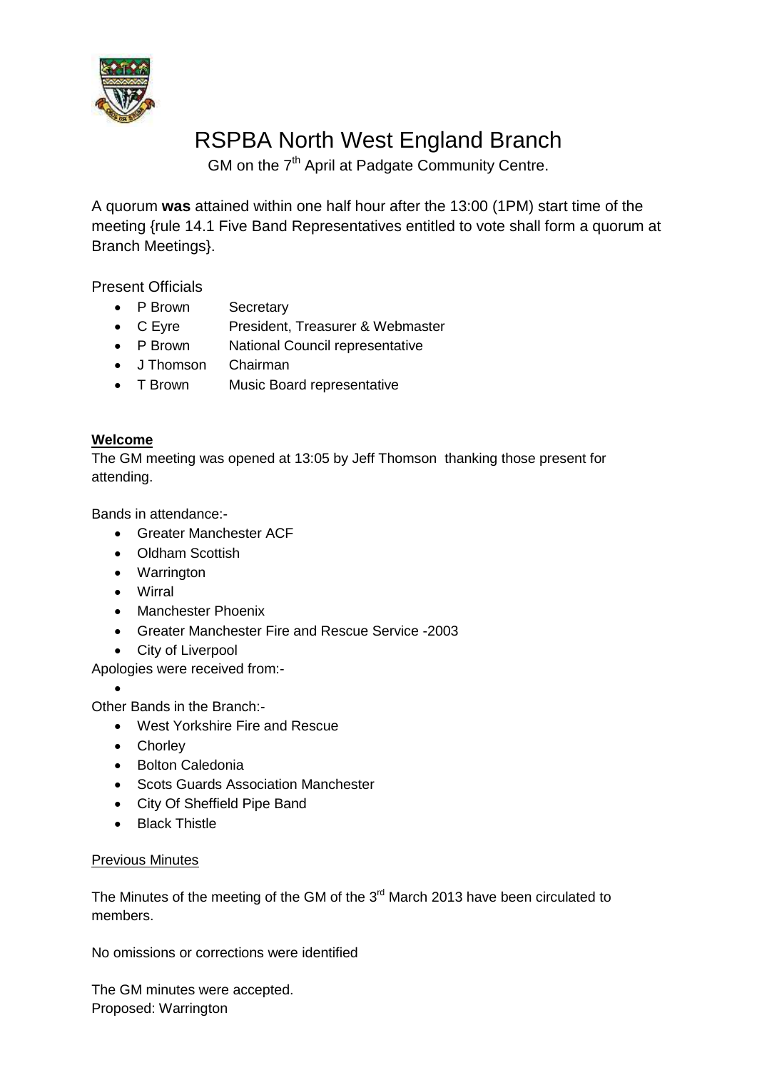# RSPBA North West England Branch

GM on the 7th April at Padgate Community Centre.

A quorum **was** attained within one half hour after the 13:00 (1PM) start time of the meeting {rule 14.1 Five Band Representatives entitled to vote shall form a quorum at Branch Meetings}.

Present Officials

- P Brown Secretary
- C Eyre President, Treasurer & Webmaster
- P Brown National Council representative
- J Thomson Chairman
- T Brown Music Board representative

**Welcome**

The GM meeting was opened at 13:05 by Jeff Thomson thanking those present for attending.

Bands in attendance:-

- Greater Manchester ACF
- Oldham Scottish
- Warrington
- Wirral
- Manchester Phoenix
- Greater Manchester Fire and Rescue Service -2003
- City of Liverpool

Apologies were received from:-

- 

Other Bands in the Branch:-

- West Yorkshire Fire and Rescue
- Chorley
- Bolton Caledonia
- Scots Guards Association Manchester
- City Of Sheffield Pipe Band
- Black Thistle

Previous Minutes

The Minutes of the meeting of the GM of the 3rd March 2013 have been circulated to members.

No omissions or corrections were identified

The GM minutes were accepted.
Proposed: Warrington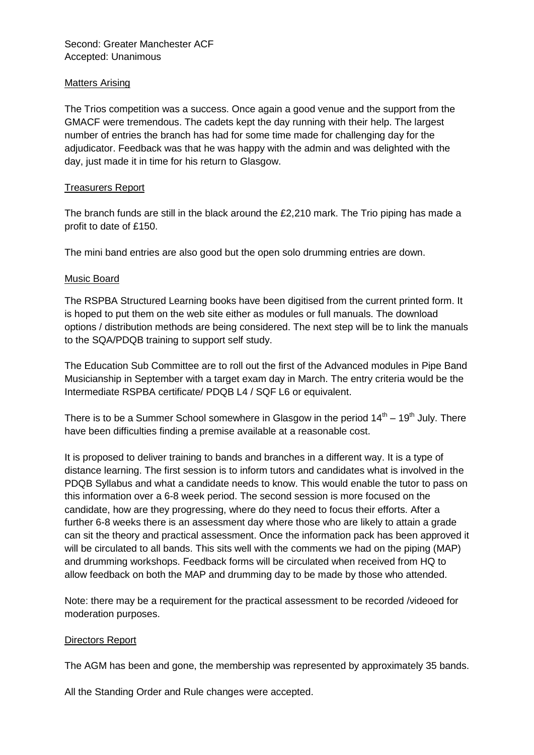Second: Greater Manchester ACF
Accepted: Unanimous

## Matters Arising

The Trios competition was a success. Once again a good venue and the support from the GMACF were tremendous. The cadets kept the day running with their help. The largest number of entries the branch has had for some time made for challenging day for the adjudicator. Feedback was that he was happy with the admin and was delighted with the day, just made it in time for his return to Glasgow.

## Treasurers Report

The branch funds are still in the black around the £2,210 mark. The Trio piping has made a profit to date of £150.

The mini band entries are also good but the open solo drumming entries are down.

## Music Board

The RSPBA Structured Learning books have been digitised from the current printed form. It is hoped to put them on the web site either as modules or full manuals. The download options / distribution methods are being considered. The next step will be to link the manuals to the SQA/PDQB training to support self study.

The Education Sub Committee are to roll out the first of the Advanced modules in Pipe Band Musicianship in September with a target exam day in March. The entry criteria would be the Intermediate RSPBA certificate/ PDQB L4 / SQF L6 or equivalent.

There is to be a Summer School somewhere in Glasgow in the period 14th – 19th July. There have been difficulties finding a premise available at a reasonable cost.

It is proposed to deliver training to bands and branches in a different way. It is a type of distance learning. The first session is to inform tutors and candidates what is involved in the PDQB Syllabus and what a candidate needs to know. This would enable the tutor to pass on this information over a 6-8 week period. The second session is more focused on the candidate, how are they progressing, where do they need to focus their efforts. After a further 6-8 weeks there is an assessment day where those who are likely to attain a grade can sit the theory and practical assessment. Once the information pack has been approved it will be circulated to all bands. This sits well with the comments we had on the piping (MAP) and drumming workshops. Feedback forms will be circulated when received from HQ to allow feedback on both the MAP and drumming day to be made by those who attended.

Note: there may be a requirement for the practical assessment to be recorded /videoed for moderation purposes.

## Directors Report

The AGM has been and gone, the membership was represented by approximately 35 bands.

All the Standing Order and Rule changes were accepted.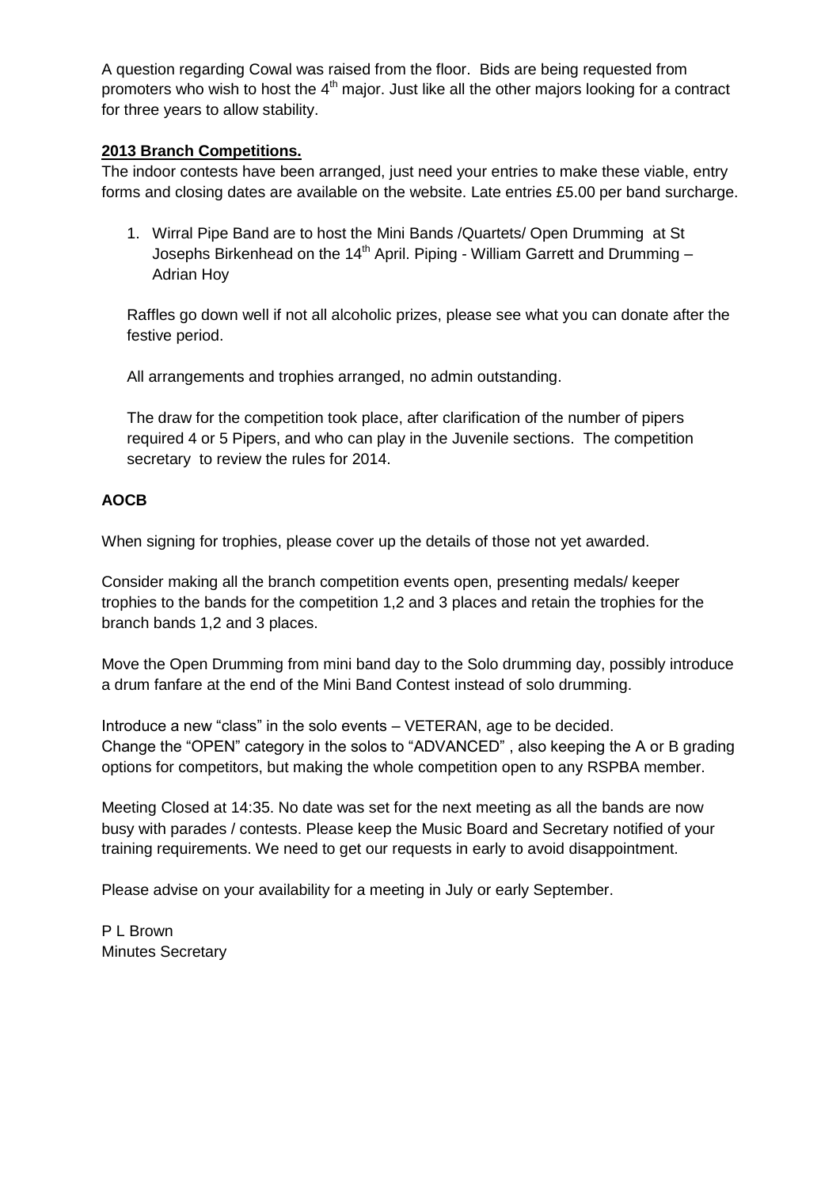A question regarding Cowal was raised from the floor. Bids are being requested from promoters who wish to host the 4th major. Just like all the other majors looking for a contract for three years to allow stability.

**2013 Branch Competitions.**

The indoor contests have been arranged, just need your entries to make these viable, entry forms and closing dates are available on the website. Late entries £5.00 per band surcharge.

1. Wirral Pipe Band are to host the Mini Bands /Quartets/ Open Drumming at St Josephs Birkenhead on the 14th April. Piping - William Garrett and Drumming – Adrian Hoy

   Raffles go down well if not all alcoholic prizes, please see what you can donate after the festive period.

   All arrangements and trophies arranged, no admin outstanding.

   The draw for the competition took place, after clarification of the number of pipers required 4 or 5 Pipers, and who can play in the Juvenile sections. The competition secretary to review the rules for 2014.

**AOCB**

When signing for trophies, please cover up the details of those not yet awarded.

Consider making all the branch competition events open, presenting medals/ keeper trophies to the bands for the competition 1,2 and 3 places and retain the trophies for the branch bands 1,2 and 3 places.

Move the Open Drumming from mini band day to the Solo drumming day, possibly introduce a drum fanfare at the end of the Mini Band Contest instead of solo drumming.

Introduce a new "class" in the solo events – VETERAN, age to be decided.
Change the "OPEN" category in the solos to "ADVANCED" , also keeping the A or B grading options for competitors, but making the whole competition open to any RSPBA member.

Meeting Closed at 14:35. No date was set for the next meeting as all the bands are now busy with parades / contests. Please keep the Music Board and Secretary notified of your training requirements. We need to get our requests in early to avoid disappointment.

Please advise on your availability for a meeting in July or early September.

P L Brown
Minutes Secretary